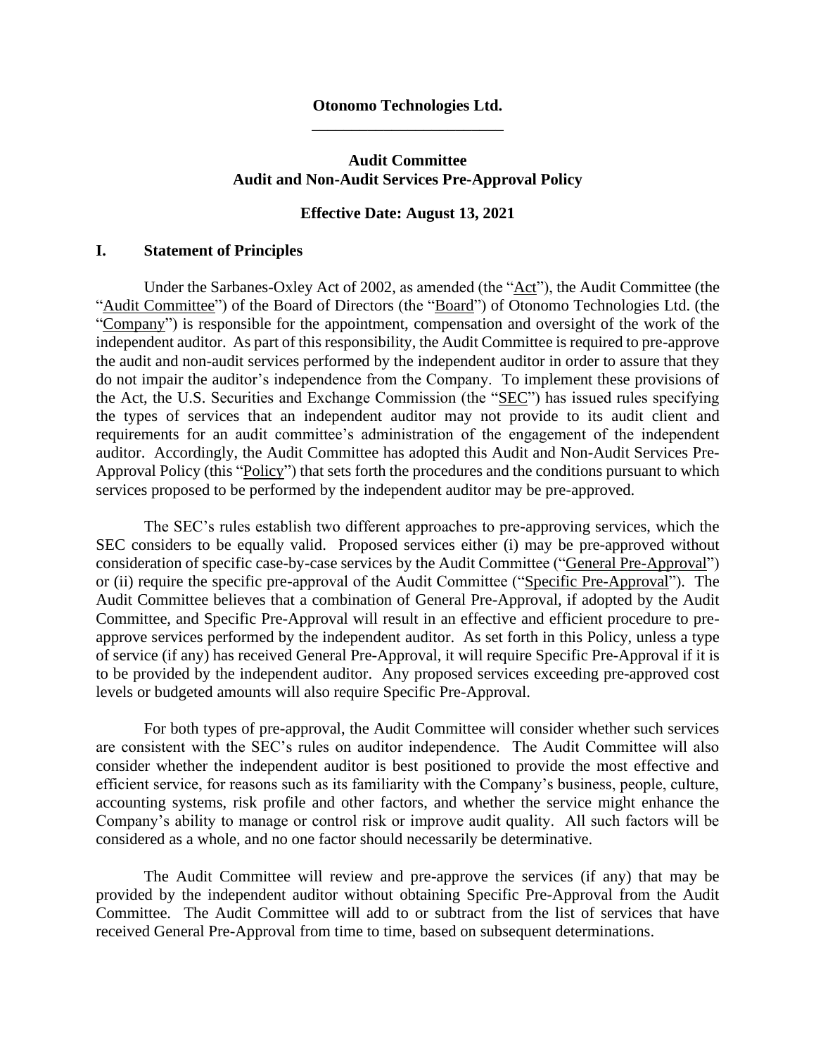**Otonomo Technologies Ltd.**

---

**Audit Committee**
**Audit and Non-Audit Services Pre-Approval Policy**

**Effective Date: August 13, 2021**

## I. Statement of Principles

Under the Sarbanes-Oxley Act of 2002, as amended (the "Act"), the Audit Committee (the "Audit Committee") of the Board of Directors (the "Board") of Otonomo Technologies Ltd. (the "Company") is responsible for the appointment, compensation and oversight of the work of the independent auditor. As part of this responsibility, the Audit Committee is required to pre-approve the audit and non-audit services performed by the independent auditor in order to assure that they do not impair the auditor's independence from the Company. To implement these provisions of the Act, the U.S. Securities and Exchange Commission (the "SEC") has issued rules specifying the types of services that an independent auditor may not provide to its audit client and requirements for an audit committee's administration of the engagement of the independent auditor. Accordingly, the Audit Committee has adopted this Audit and Non-Audit Services Pre-Approval Policy (this "Policy") that sets forth the procedures and the conditions pursuant to which services proposed to be performed by the independent auditor may be pre-approved.

The SEC's rules establish two different approaches to pre-approving services, which the SEC considers to be equally valid. Proposed services either (i) may be pre-approved without consideration of specific case-by-case services by the Audit Committee ("General Pre-Approval") or (ii) require the specific pre-approval of the Audit Committee ("Specific Pre-Approval"). The Audit Committee believes that a combination of General Pre-Approval, if adopted by the Audit Committee, and Specific Pre-Approval will result in an effective and efficient procedure to pre-approve services performed by the independent auditor. As set forth in this Policy, unless a type of service (if any) has received General Pre-Approval, it will require Specific Pre-Approval if it is to be provided by the independent auditor. Any proposed services exceeding pre-approved cost levels or budgeted amounts will also require Specific Pre-Approval.

For both types of pre-approval, the Audit Committee will consider whether such services are consistent with the SEC's rules on auditor independence. The Audit Committee will also consider whether the independent auditor is best positioned to provide the most effective and efficient service, for reasons such as its familiarity with the Company's business, people, culture, accounting systems, risk profile and other factors, and whether the service might enhance the Company's ability to manage or control risk or improve audit quality. All such factors will be considered as a whole, and no one factor should necessarily be determinative.

The Audit Committee will review and pre-approve the services (if any) that may be provided by the independent auditor without obtaining Specific Pre-Approval from the Audit Committee. The Audit Committee will add to or subtract from the list of services that have received General Pre-Approval from time to time, based on subsequent determinations.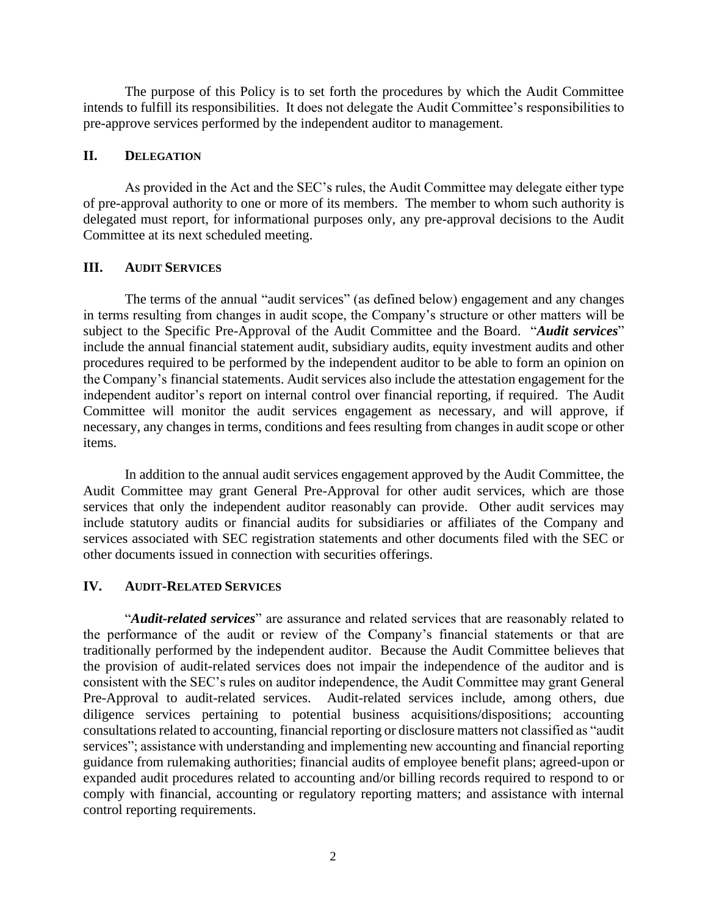The purpose of this Policy is to set forth the procedures by which the Audit Committee intends to fulfill its responsibilities. It does not delegate the Audit Committee's responsibilities to pre-approve services performed by the independent auditor to management.

## II. DELEGATION

As provided in the Act and the SEC's rules, the Audit Committee may delegate either type of pre-approval authority to one or more of its members. The member to whom such authority is delegated must report, for informational purposes only, any pre-approval decisions to the Audit Committee at its next scheduled meeting.

## III. AUDIT SERVICES

The terms of the annual "audit services" (as defined below) engagement and any changes in terms resulting from changes in audit scope, the Company's structure or other matters will be subject to the Specific Pre-Approval of the Audit Committee and the Board. "***Audit services***" include the annual financial statement audit, subsidiary audits, equity investment audits and other procedures required to be performed by the independent auditor to be able to form an opinion on the Company's financial statements. Audit services also include the attestation engagement for the independent auditor's report on internal control over financial reporting, if required. The Audit Committee will monitor the audit services engagement as necessary, and will approve, if necessary, any changes in terms, conditions and fees resulting from changes in audit scope or other items.

In addition to the annual audit services engagement approved by the Audit Committee, the Audit Committee may grant General Pre-Approval for other audit services, which are those services that only the independent auditor reasonably can provide. Other audit services may include statutory audits or financial audits for subsidiaries or affiliates of the Company and services associated with SEC registration statements and other documents filed with the SEC or other documents issued in connection with securities offerings.

## IV. AUDIT-RELATED SERVICES

"***Audit-related services***" are assurance and related services that are reasonably related to the performance of the audit or review of the Company's financial statements or that are traditionally performed by the independent auditor. Because the Audit Committee believes that the provision of audit-related services does not impair the independence of the auditor and is consistent with the SEC's rules on auditor independence, the Audit Committee may grant General Pre-Approval to audit-related services. Audit-related services include, among others, due diligence services pertaining to potential business acquisitions/dispositions; accounting consultations related to accounting, financial reporting or disclosure matters not classified as "audit services"; assistance with understanding and implementing new accounting and financial reporting guidance from rulemaking authorities; financial audits of employee benefit plans; agreed-upon or expanded audit procedures related to accounting and/or billing records required to respond to or comply with financial, accounting or regulatory reporting matters; and assistance with internal control reporting requirements.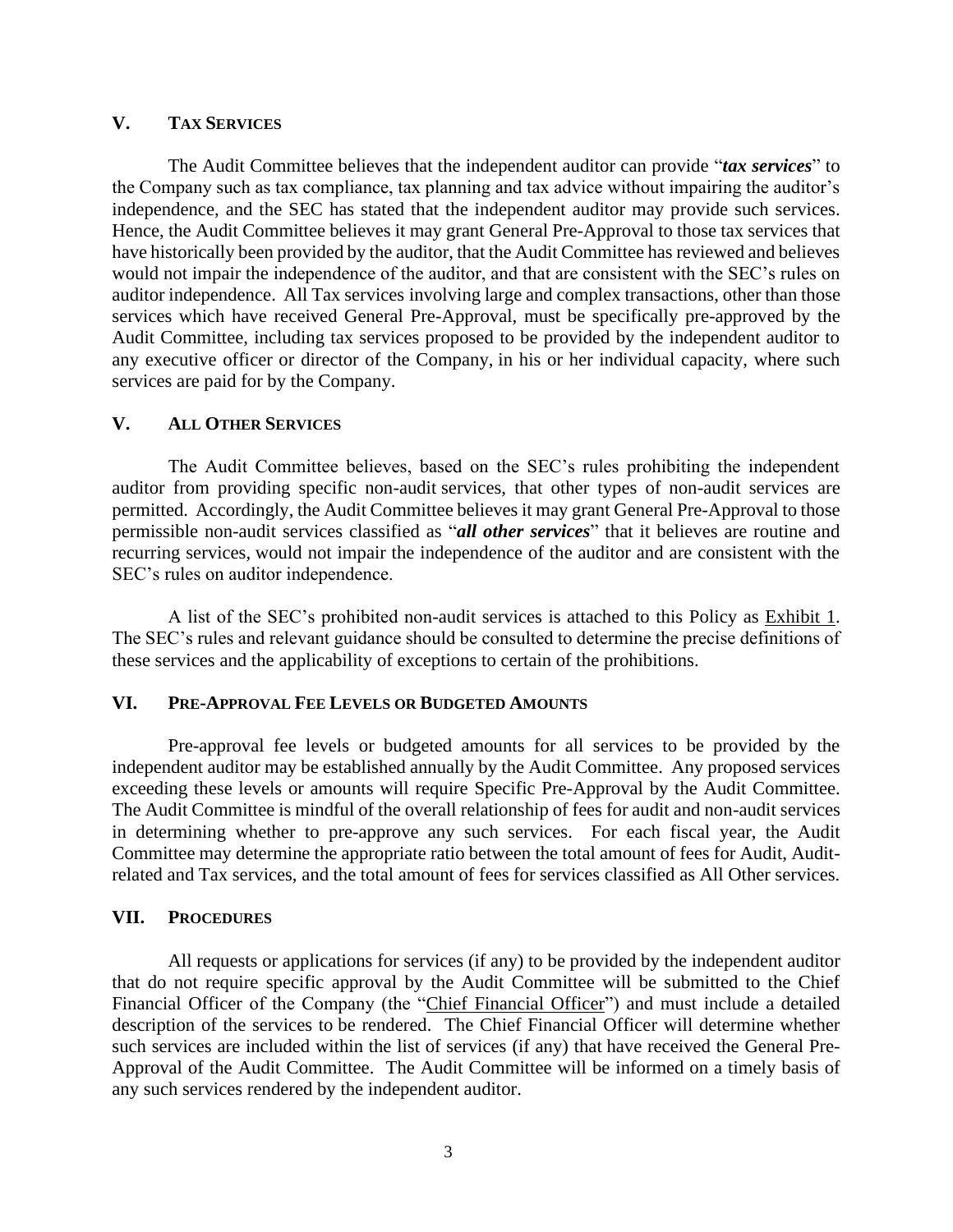## V. TAX SERVICES

The Audit Committee believes that the independent auditor can provide "***tax services***" to the Company such as tax compliance, tax planning and tax advice without impairing the auditor's independence, and the SEC has stated that the independent auditor may provide such services. Hence, the Audit Committee believes it may grant General Pre-Approval to those tax services that have historically been provided by the auditor, that the Audit Committee has reviewed and believes would not impair the independence of the auditor, and that are consistent with the SEC's rules on auditor independence. All Tax services involving large and complex transactions, other than those services which have received General Pre-Approval, must be specifically pre-approved by the Audit Committee, including tax services proposed to be provided by the independent auditor to any executive officer or director of the Company, in his or her individual capacity, where such services are paid for by the Company.

## V. ALL OTHER SERVICES

The Audit Committee believes, based on the SEC's rules prohibiting the independent auditor from providing specific non-audit services, that other types of non-audit services are permitted. Accordingly, the Audit Committee believes it may grant General Pre-Approval to those permissible non-audit services classified as "***all other services***" that it believes are routine and recurring services, would not impair the independence of the auditor and are consistent with the SEC's rules on auditor independence.

A list of the SEC's prohibited non-audit services is attached to this Policy as Exhibit 1. The SEC's rules and relevant guidance should be consulted to determine the precise definitions of these services and the applicability of exceptions to certain of the prohibitions.

## VI. PRE-APPROVAL FEE LEVELS OR BUDGETED AMOUNTS

Pre-approval fee levels or budgeted amounts for all services to be provided by the independent auditor may be established annually by the Audit Committee. Any proposed services exceeding these levels or amounts will require Specific Pre-Approval by the Audit Committee. The Audit Committee is mindful of the overall relationship of fees for audit and non-audit services in determining whether to pre-approve any such services. For each fiscal year, the Audit Committee may determine the appropriate ratio between the total amount of fees for Audit, Audit-related and Tax services, and the total amount of fees for services classified as All Other services.

## VII. PROCEDURES

All requests or applications for services (if any) to be provided by the independent auditor that do not require specific approval by the Audit Committee will be submitted to the Chief Financial Officer of the Company (the "Chief Financial Officer") and must include a detailed description of the services to be rendered. The Chief Financial Officer will determine whether such services are included within the list of services (if any) that have received the General Pre-Approval of the Audit Committee. The Audit Committee will be informed on a timely basis of any such services rendered by the independent auditor.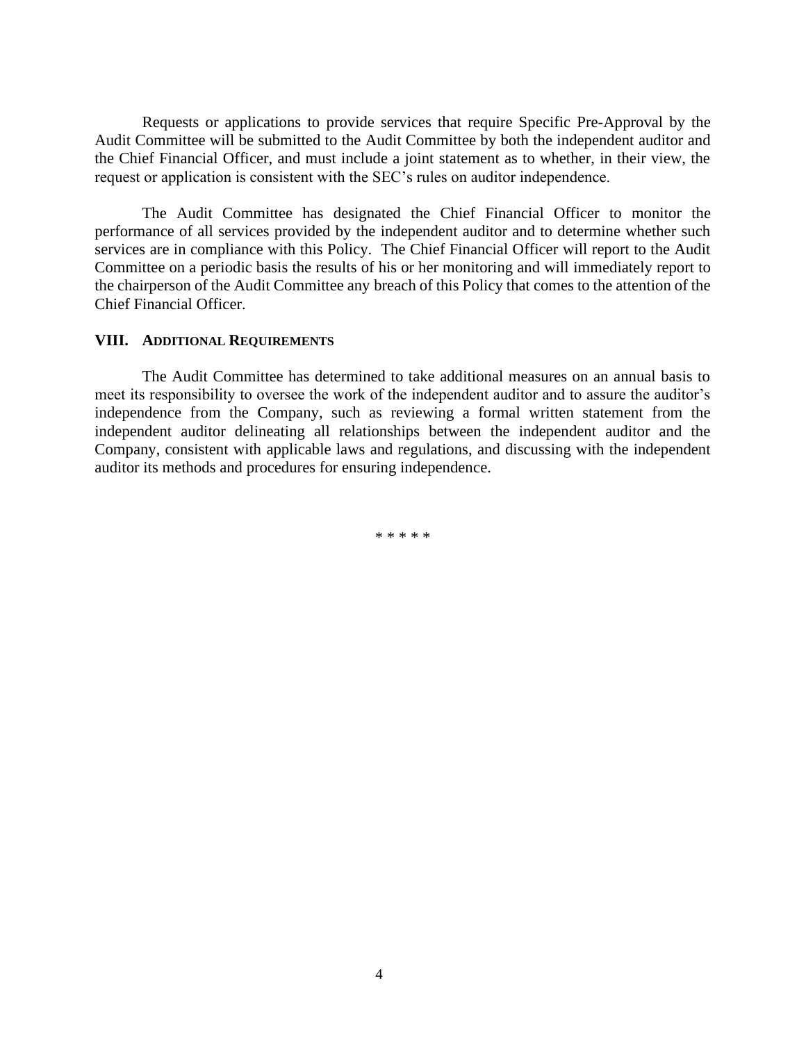Requests or applications to provide services that require Specific Pre-Approval by the Audit Committee will be submitted to the Audit Committee by both the independent auditor and the Chief Financial Officer, and must include a joint statement as to whether, in their view, the request or application is consistent with the SEC's rules on auditor independence.

The Audit Committee has designated the Chief Financial Officer to monitor the performance of all services provided by the independent auditor and to determine whether such services are in compliance with this Policy. The Chief Financial Officer will report to the Audit Committee on a periodic basis the results of his or her monitoring and will immediately report to the chairperson of the Audit Committee any breach of this Policy that comes to the attention of the Chief Financial Officer.

## VIII. Additional Requirements

The Audit Committee has determined to take additional measures on an annual basis to meet its responsibility to oversee the work of the independent auditor and to assure the auditor's independence from the Company, such as reviewing a formal written statement from the independent auditor delineating all relationships between the independent auditor and the Company, consistent with applicable laws and regulations, and discussing with the independent auditor its methods and procedures for ensuring independence.

* * * * *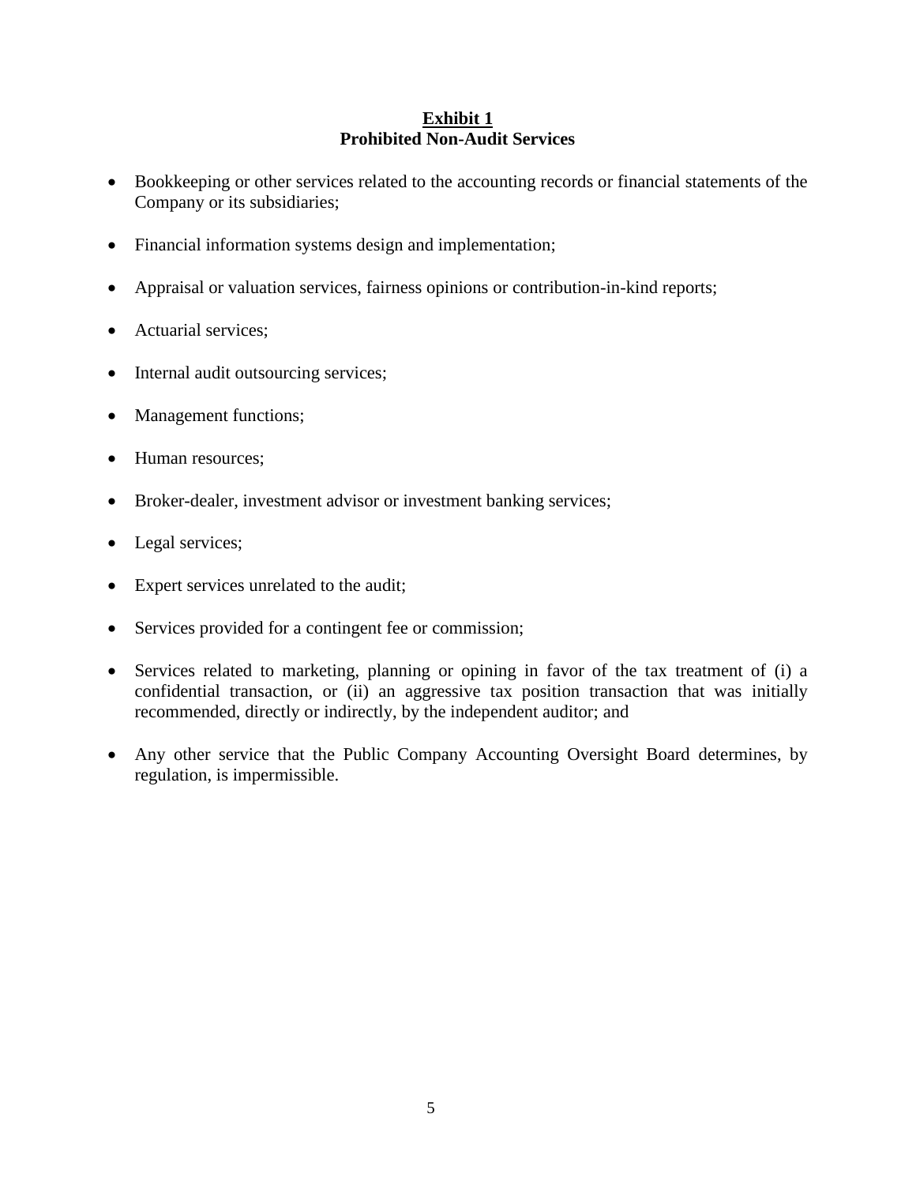## Exhibit 1
## Prohibited Non-Audit Services

- Bookkeeping or other services related to the accounting records or financial statements of the Company or its subsidiaries;
- Financial information systems design and implementation;
- Appraisal or valuation services, fairness opinions or contribution-in-kind reports;
- Actuarial services;
- Internal audit outsourcing services;
- Management functions;
- Human resources;
- Broker-dealer, investment advisor or investment banking services;
- Legal services;
- Expert services unrelated to the audit;
- Services provided for a contingent fee or commission;
- Services related to marketing, planning or opining in favor of the tax treatment of (i) a confidential transaction, or (ii) an aggressive tax position transaction that was initially recommended, directly or indirectly, by the independent auditor; and
- Any other service that the Public Company Accounting Oversight Board determines, by regulation, is impermissible.